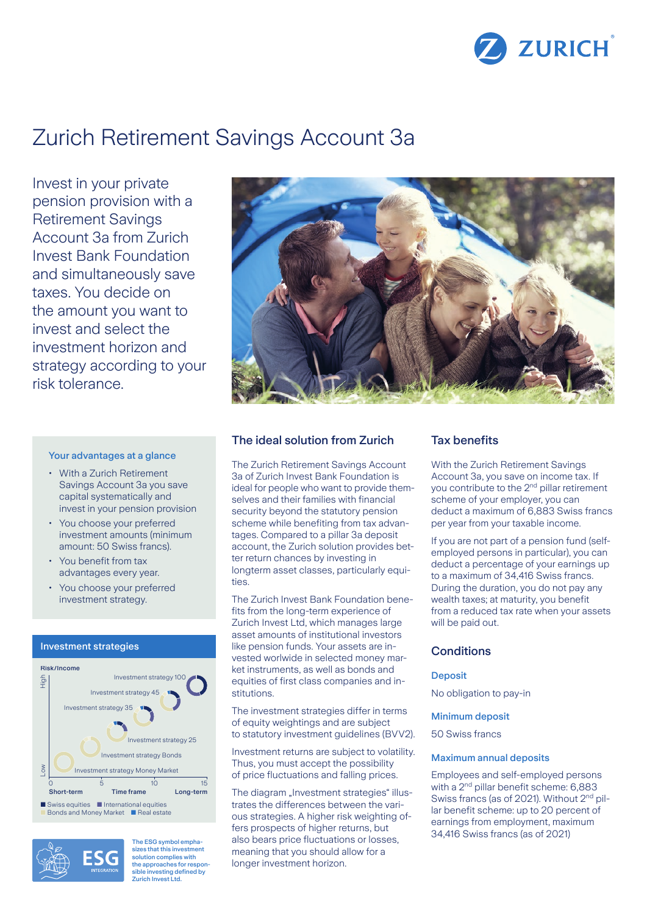# Zurich Retirement Savings Account 3a

Invest in your private pension provision with a Retirement Savings Account 3a from Zurich Invest Bank Foundation and simultaneously save taxes. You decide on the amount you want to invest and select the investment horizon and strategy according to your risk tolerance.

### Your advantages at a glance

- With a Zurich Retirement Savings Account 3a you save capital systematically and invest in your pension provision
- You choose your preferred investment amounts (minimum amount: 50 Swiss francs).
- You benefit from tax advantages every year.
- You choose your preferred investment strategy.

### Investment strategies

Risk/Income

High

Low

Investment strategy 100

Investment strategy 45

Investment strategy 35

Investment strategy 25

Investment strategy Bonds

Investment strategy Money Market

0 5 10 15

Short-term Time frame Long-term

Swiss equities International equities

Bonds and Money Market Real estate

ESG INTEGRATION

The ESG symbol emphasizes that this investment solution complies with the approaches for responsible investing defined by Zurich Invest Ltd.

## The ideal solution from Zurich

The Zurich Retirement Savings Account 3a of Zurich Invest Bank Foundation is ideal for people who want to provide themselves and their families with financial security beyond the statutory pension scheme while benefiting from tax advantages. Compared to a pillar 3a deposit account, the Zurich solution provides better return chances by investing in longterm asset classes, particularly equities.

The Zurich Invest Bank Foundation benefits from the long-term experience of Zurich Invest Ltd, which manages large asset amounts of institutional investors like pension funds. Your assets are invested worlwide in selected money market instruments, as well as bonds and equities of first class companies and institutions.

The investment strategies differ in terms of equity weightings and are subject to statutory investment guidelines (BVV2).

Investment returns are subject to volatility. Thus, you must accept the possibility of price fluctuations and falling prices.

The diagram „Investment strategies" illustrates the differences between the various strategies. A higher risk weighting offers prospects of higher returns, but also bears price fluctuations or losses, meaning that you should allow for a longer investment horizon.

## Tax benefits

With the Zurich Retirement Savings Account 3a, you save on income tax. If you contribute to the 2nd pillar retirement scheme of your employer, you can deduct a maximum of 6,883 Swiss francs per year from your taxable income.

If you are not part of a pension fund (self-employed persons in particular), you can deduct a percentage of your earnings up to a maximum of 34,416 Swiss francs. During the duration, you do not pay any wealth taxes; at maturity, you benefit from a reduced tax rate when your assets will be paid out.

## Conditions

### Deposit

No obligation to pay-in

### Minimum deposit

50 Swiss francs

### Maximum annual deposits

Employees and self-employed persons with a 2nd pillar benefit scheme: 6,883 Swiss francs (as of 2021). Without 2nd pillar benefit scheme: up to 20 percent of earnings from employment, maximum 34,416 Swiss francs (as of 2021)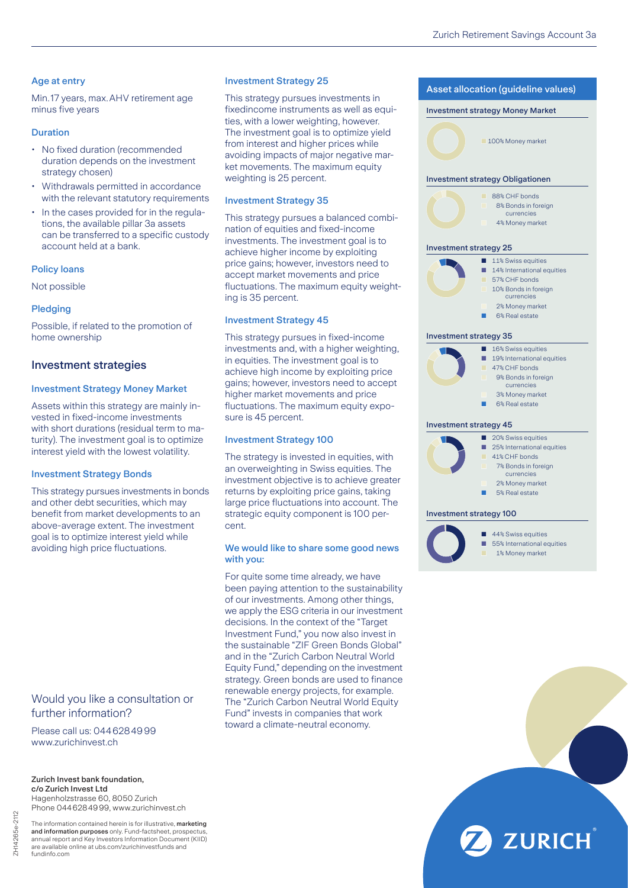### Age at entry

Min. 17 years, max. AHV retirement age minus five years

### Duration

- No fixed duration (recommended duration depends on the investment strategy chosen)
- Withdrawals permitted in accordance with the relevant statutory requirements
- In the cases provided for in the regulations, the available pillar 3a assets can be transferred to a specific custody account held at a bank.

### Policy loans

Not possible

### Pledging

Possible, if related to the promotion of home ownership

## Investment strategies

### Investment Strategy Money Market

Assets within this strategy are mainly invested in fixed-income investments with short durations (residual term to maturity). The investment goal is to optimize interest yield with the lowest volatility.

### Investment Strategy Bonds

This strategy pursues investments in bonds and other debt securities, which may benefit from market developments to an above-average extent. The investment goal is to optimize interest yield while avoiding high price fluctuations.

### Investment Strategy 25

This strategy pursues investments in fixedincome instruments as well as equities, with a lower weighting, however. The investment goal is to optimize yield from interest and higher prices while avoiding impacts of major negative market movements. The maximum equity weighting is 25 percent.

### Investment Strategy 35

This strategy pursues a balanced combination of equities and fixed-income investments. The investment goal is to achieve higher income by exploiting price gains; however, investors need to accept market movements and price fluctuations. The maximum equity weighting is 35 percent.

### Investment Strategy 45

This strategy pursues in fixed-income investments and, with a higher weighting, in equities. The investment goal is to achieve high income by exploiting price gains; however, investors need to accept higher market movements and price fluctuations. The maximum equity exposure is 45 percent.

### Investment Strategy 100

The strategy is invested in equities, with an overweighting in Swiss equities. The investment objective is to achieve greater returns by exploiting price gains, taking large price fluctuations into account. The strategic equity component is 100 percent.

### We would like to share some good news with you:

For quite some time already, we have been paying attention to the sustainability of our investments. Among other things, we apply the ESG criteria in our investment decisions. In the context of the "Target Investment Fund," you now also invest in the sustainable "ZIF Green Bonds Global" and in the "Zurich Carbon Neutral World Equity Fund," depending on the investment strategy. Green bonds are used to finance renewable energy projects, for example. The "Zurich Carbon Neutral World Equity Fund" invests in companies that work toward a climate-neutral economy.

## Asset allocation (guideline values)

**Investment strategy Money Market**

100% Money market

**Investment strategy Obligationen**

88% CHF bonds
8% Bonds in foreign currencies
4% Money market

**Investment strategy 25**

11% Swiss equities
14% International equities
57% CHF bonds
10% Bonds in foreign currencies
2% Money market
6% Real estate

**Investment strategy 35**

16% Swiss equities
19% International equities
47% CHF bonds
9% Bonds in foreign currencies
3% Money market
6% Real estate

**Investment strategy 45**

20% Swiss equities
25% International equities
41% CHF bonds
7% Bonds in foreign currencies
2% Money market
5% Real estate

**Investment strategy 100**

44% Swiss equities
55% International equities
1% Money market

## Would you like a consultation or further information?

Please call us: 044 628 49 99
www.zurichinvest.ch

**Zurich Invest bank foundation, c/o Zurich Invest Ltd**
Hagenholzstrasse 60, 8050 Zurich
Phone 044 628 49 99, www.zurichinvest.ch

The information contained herein is for illustrative, **marketing and information purposes** only. Fund-factsheet, prospectus, annual report and Key Investors Information Document (KIID) are available online at ubs.com/zurichinvestfunds and fundinfo.com

ZH14265e-2112